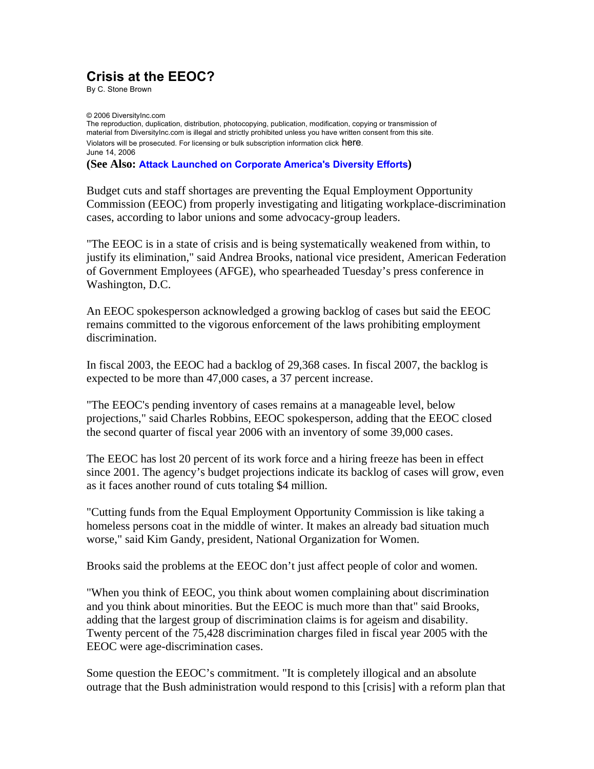# Crisis at the EEOC?

By C. Stone Brown

© 2006 DiversityInc.com
The reproduction, duplication, distribution, photocopying, publication, modification, copying or transmission of material from DiversityInc.com is illegal and strictly prohibited unless you have written consent from this site. Violators will be prosecuted. For licensing or bulk subscription information click here.
June 14, 2006

**(See Also: Attack Launched on Corporate America's Diversity Efforts)**

Budget cuts and staff shortages are preventing the Equal Employment Opportunity Commission (EEOC) from properly investigating and litigating workplace-discrimination cases, according to labor unions and some advocacy-group leaders.

"The EEOC is in a state of crisis and is being systematically weakened from within, to justify its elimination," said Andrea Brooks, national vice president, American Federation of Government Employees (AFGE), who spearheaded Tuesday's press conference in Washington, D.C.

An EEOC spokesperson acknowledged a growing backlog of cases but said the EEOC remains committed to the vigorous enforcement of the laws prohibiting employment discrimination.

In fiscal 2003, the EEOC had a backlog of 29,368 cases. In fiscal 2007, the backlog is expected to be more than 47,000 cases, a 37 percent increase.

"The EEOC's pending inventory of cases remains at a manageable level, below projections," said Charles Robbins, EEOC spokesperson, adding that the EEOC closed the second quarter of fiscal year 2006 with an inventory of some 39,000 cases.

The EEOC has lost 20 percent of its work force and a hiring freeze has been in effect since 2001. The agency's budget projections indicate its backlog of cases will grow, even as it faces another round of cuts totaling $4 million.

"Cutting funds from the Equal Employment Opportunity Commission is like taking a homeless persons coat in the middle of winter. It makes an already bad situation much worse," said Kim Gandy, president, National Organization for Women.

Brooks said the problems at the EEOC don't just affect people of color and women.

"When you think of EEOC, you think about women complaining about discrimination and you think about minorities. But the EEOC is much more than that" said Brooks, adding that the largest group of discrimination claims is for ageism and disability. Twenty percent of the 75,428 discrimination charges filed in fiscal year 2005 with the EEOC were age-discrimination cases.

Some question the EEOC's commitment. "It is completely illogical and an absolute outrage that the Bush administration would respond to this [crisis] with a reform plan that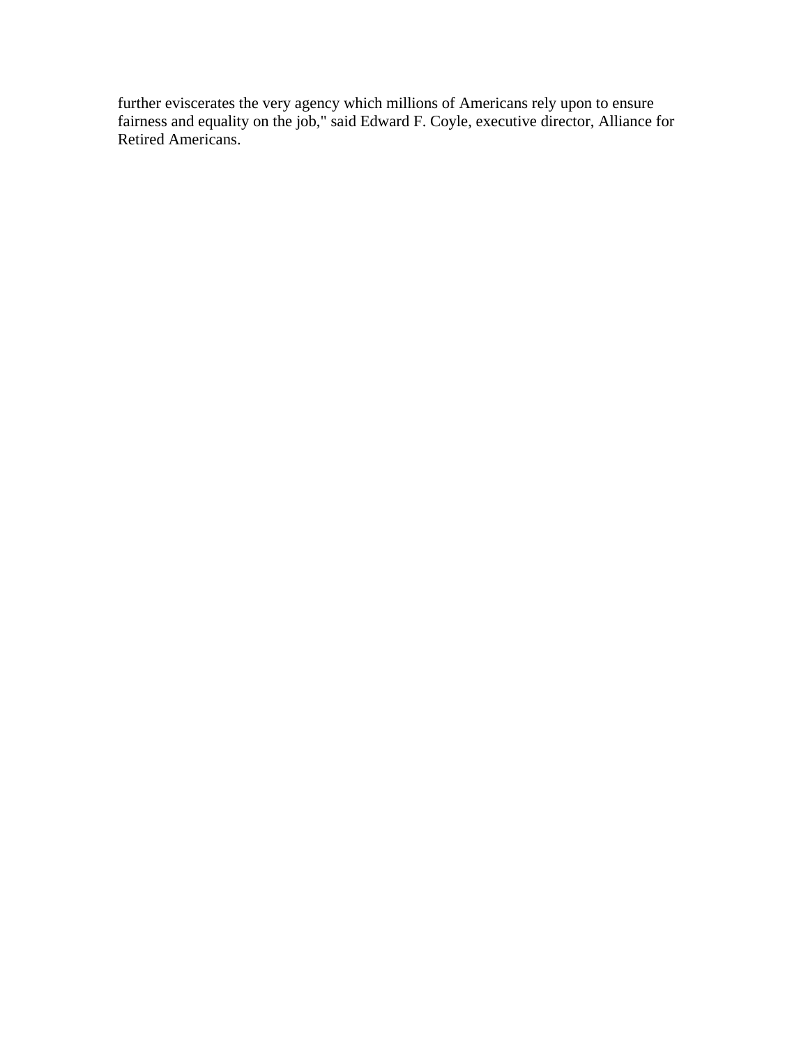further eviscerates the very agency which millions of Americans rely upon to ensure fairness and equality on the job," said Edward F. Coyle, executive director, Alliance for Retired Americans.